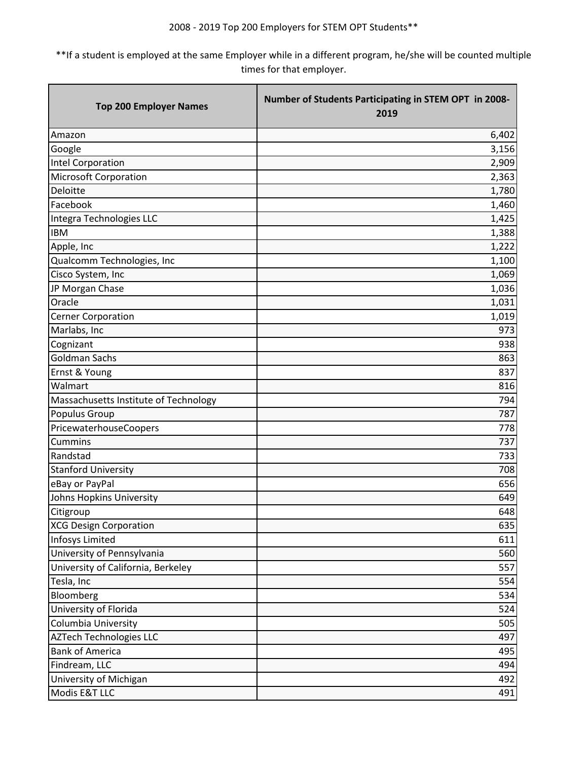2008 - 2019 Top 200 Employers for STEM OPT Students**

**If a student is employed at the same Employer while in a different program, he/she will be counted multiple times for that employer.

| Top 200 Employer Names | Number of Students Participating in STEM OPT in 2008-2019 |
|---|---:|
| Amazon | 6,402 |
| Google | 3,156 |
| Intel Corporation | 2,909 |
| Microsoft Corporation | 2,363 |
| Deloitte | 1,780 |
| Facebook | 1,460 |
| Integra Technologies LLC | 1,425 |
| IBM | 1,388 |
| Apple, Inc | 1,222 |
| Qualcomm Technologies, Inc | 1,100 |
| Cisco System, Inc | 1,069 |
| JP Morgan Chase | 1,036 |
| Oracle | 1,031 |
| Cerner Corporation | 1,019 |
| Marlabs, Inc | 973 |
| Cognizant | 938 |
| Goldman Sachs | 863 |
| Ernst & Young | 837 |
| Walmart | 816 |
| Massachusetts Institute of Technology | 794 |
| Populus Group | 787 |
| PricewaterhouseCoopers | 778 |
| Cummins | 737 |
| Randstad | 733 |
| Stanford University | 708 |
| eBay or PayPal | 656 |
| Johns Hopkins University | 649 |
| Citigroup | 648 |
| XCG Design Corporation | 635 |
| Infosys Limited | 611 |
| University of Pennsylvania | 560 |
| University of California, Berkeley | 557 |
| Tesla, Inc | 554 |
| Bloomberg | 534 |
| University of Florida | 524 |
| Columbia University | 505 |
| AZTech Technologies LLC | 497 |
| Bank of America | 495 |
| Findream, LLC | 494 |
| University of Michigan | 492 |
| Modis E&T LLC | 491 |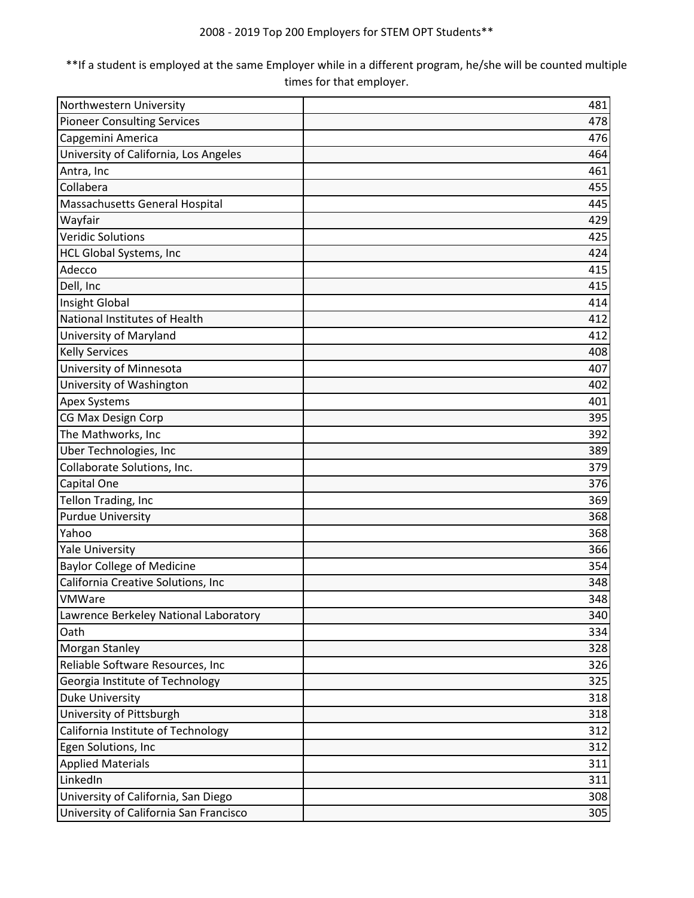2008 - 2019 Top 200 Employers for STEM OPT Students**

**If a student is employed at the same Employer while in a different program, he/she will be counted multiple times for that employer.

| Employer | Count |
|---|---:|
| Northwestern University | 481 |
| Pioneer Consulting Services | 478 |
| Capgemini America | 476 |
| University of California, Los Angeles | 464 |
| Antra, Inc | 461 |
| Collabera | 455 |
| Massachusetts General Hospital | 445 |
| Wayfair | 429 |
| Veridic Solutions | 425 |
| HCL Global Systems, Inc | 424 |
| Adecco | 415 |
| Dell, Inc | 415 |
| Insight Global | 414 |
| National Institutes of Health | 412 |
| University of Maryland | 412 |
| Kelly Services | 408 |
| University of Minnesota | 407 |
| University of Washington | 402 |
| Apex Systems | 401 |
| CG Max Design Corp | 395 |
| The Mathworks, Inc | 392 |
| Uber Technologies, Inc | 389 |
| Collaborate Solutions, Inc. | 379 |
| Capital One | 376 |
| Tellon Trading, Inc | 369 |
| Purdue University | 368 |
| Yahoo | 368 |
| Yale University | 366 |
| Baylor College of Medicine | 354 |
| California Creative Solutions, Inc | 348 |
| VMWare | 348 |
| Lawrence Berkeley National Laboratory | 340 |
| Oath | 334 |
| Morgan Stanley | 328 |
| Reliable Software Resources, Inc | 326 |
| Georgia Institute of Technology | 325 |
| Duke University | 318 |
| University of Pittsburgh | 318 |
| California Institute of Technology | 312 |
| Egen Solutions, Inc | 312 |
| Applied Materials | 311 |
| LinkedIn | 311 |
| University of California, San Diego | 308 |
| University of California San Francisco | 305 |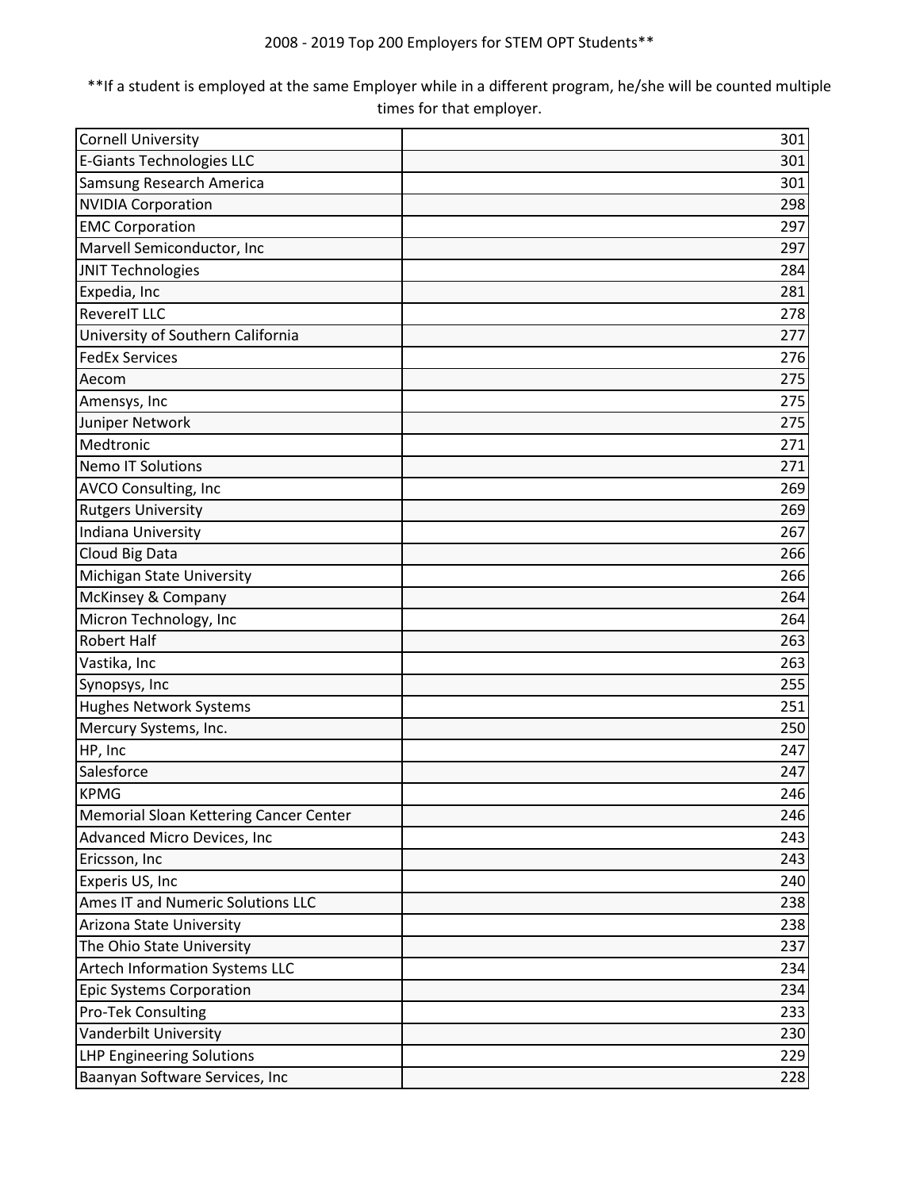2008 - 2019 Top 200 Employers for STEM OPT Students**

**If a student is employed at the same Employer while in a different program, he/she will be counted multiple times for that employer.

| | |
|---|---|
| Cornell University | 301 |
| E-Giants Technologies LLC | 301 |
| Samsung Research America | 301 |
| NVIDIA Corporation | 298 |
| EMC Corporation | 297 |
| Marvell Semiconductor, Inc | 297 |
| JNIT Technologies | 284 |
| Expedia, Inc | 281 |
| RevereIT LLC | 278 |
| University of Southern California | 277 |
| FedEx Services | 276 |
| Aecom | 275 |
| Amensys, Inc | 275 |
| Juniper Network | 275 |
| Medtronic | 271 |
| Nemo IT Solutions | 271 |
| AVCO Consulting, Inc | 269 |
| Rutgers University | 269 |
| Indiana University | 267 |
| Cloud Big Data | 266 |
| Michigan State University | 266 |
| McKinsey & Company | 264 |
| Micron Technology, Inc | 264 |
| Robert Half | 263 |
| Vastika, Inc | 263 |
| Synopsys, Inc | 255 |
| Hughes Network Systems | 251 |
| Mercury Systems, Inc. | 250 |
| HP, Inc | 247 |
| Salesforce | 247 |
| KPMG | 246 |
| Memorial Sloan Kettering Cancer Center | 246 |
| Advanced Micro Devices, Inc | 243 |
| Ericsson, Inc | 243 |
| Experis US, Inc | 240 |
| Ames IT and Numeric Solutions LLC | 238 |
| Arizona State University | 238 |
| The Ohio State University | 237 |
| Artech Information Systems LLC | 234 |
| Epic Systems Corporation | 234 |
| Pro-Tek Consulting | 233 |
| Vanderbilt University | 230 |
| LHP Engineering Solutions | 229 |
| Baanyan Software Services, Inc | 228 |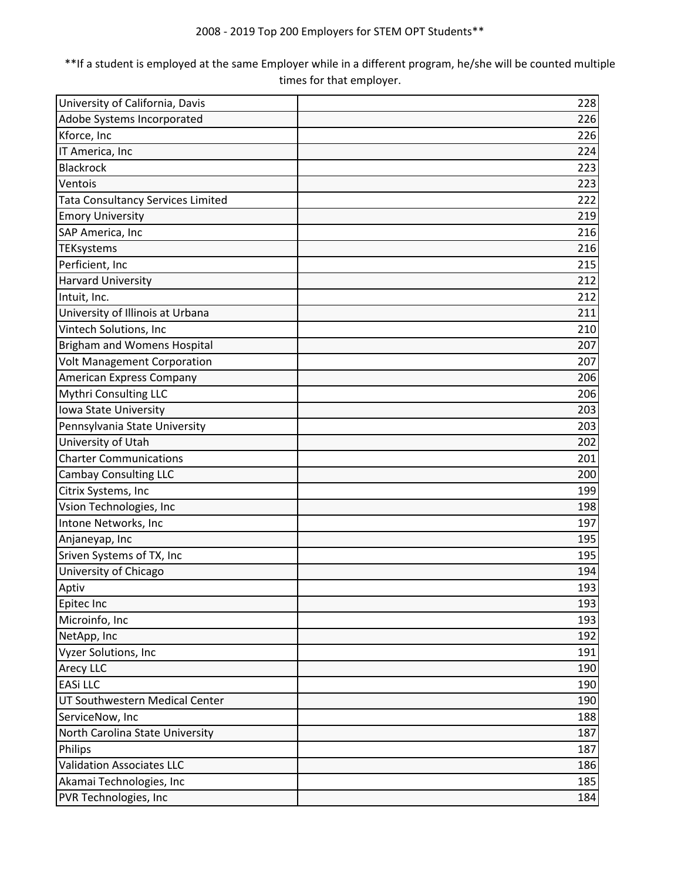2008 - 2019 Top 200 Employers for STEM OPT Students**

**If a student is employed at the same Employer while in a different program, he/she will be counted multiple times for that employer.

| | |
|---|---|
| University of California, Davis | 228 |
| Adobe Systems Incorporated | 226 |
| Kforce, Inc | 226 |
| IT America, Inc | 224 |
| Blackrock | 223 |
| Ventois | 223 |
| Tata Consultancy Services Limited | 222 |
| Emory University | 219 |
| SAP America, Inc | 216 |
| TEKsystems | 216 |
| Perficient, Inc | 215 |
| Harvard University | 212 |
| Intuit, Inc. | 212 |
| University of Illinois at Urbana | 211 |
| Vintech Solutions, Inc | 210 |
| Brigham and Womens Hospital | 207 |
| Volt Management Corporation | 207 |
| American Express Company | 206 |
| Mythri Consulting LLC | 206 |
| Iowa State University | 203 |
| Pennsylvania State University | 203 |
| University of Utah | 202 |
| Charter Communications | 201 |
| Cambay Consulting LLC | 200 |
| Citrix Systems, Inc | 199 |
| Vsion Technologies, Inc | 198 |
| Intone Networks, Inc | 197 |
| Anjaneyap, Inc | 195 |
| Sriven Systems of TX, Inc | 195 |
| University of Chicago | 194 |
| Aptiv | 193 |
| Epitec Inc | 193 |
| Microinfo, Inc | 193 |
| NetApp, Inc | 192 |
| Vyzer Solutions, Inc | 191 |
| Arecy LLC | 190 |
| EASi LLC | 190 |
| UT Southwestern Medical Center | 190 |
| ServiceNow, Inc | 188 |
| North Carolina State University | 187 |
| Philips | 187 |
| Validation Associates LLC | 186 |
| Akamai Technologies, Inc | 185 |
| PVR Technologies, Inc | 184 |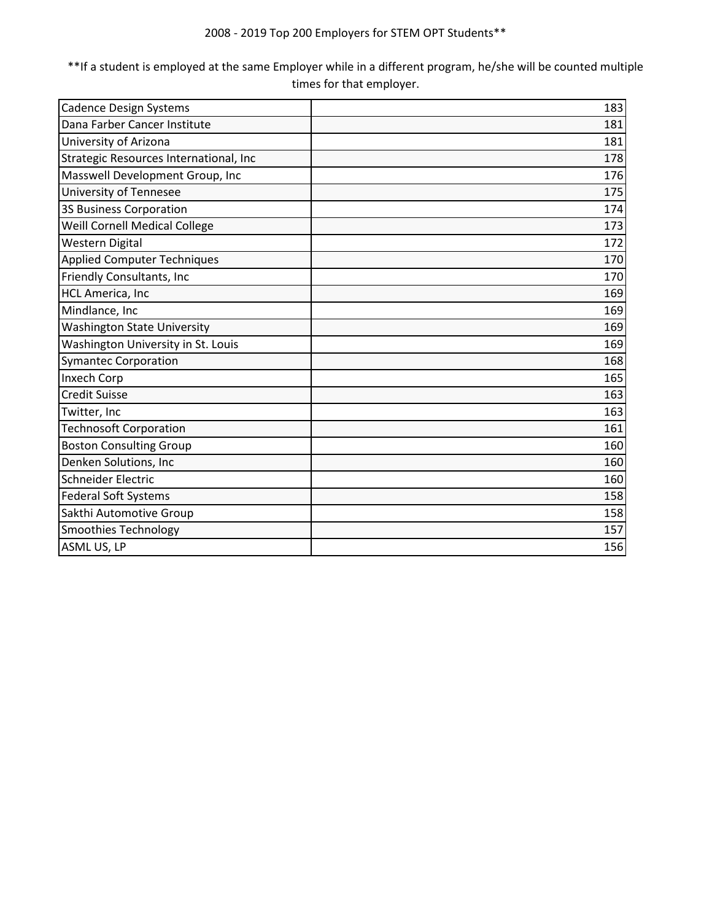2008 - 2019 Top 200 Employers for STEM OPT Students**

**If a student is employed at the same Employer while in a different program, he/she will be counted multiple times for that employer.

| | |
|---|---|
| Cadence Design Systems | 183 |
| Dana Farber Cancer Institute | 181 |
| University of Arizona | 181 |
| Strategic Resources International, Inc | 178 |
| Masswell Development Group, Inc | 176 |
| University of Tennesee | 175 |
| 3S Business Corporation | 174 |
| Weill Cornell Medical College | 173 |
| Western Digital | 172 |
| Applied Computer Techniques | 170 |
| Friendly Consultants, Inc | 170 |
| HCL America, Inc | 169 |
| Mindlance, Inc | 169 |
| Washington State University | 169 |
| Washington University in St. Louis | 169 |
| Symantec Corporation | 168 |
| Inxech Corp | 165 |
| Credit Suisse | 163 |
| Twitter, Inc | 163 |
| Technosoft Corporation | 161 |
| Boston Consulting Group | 160 |
| Denken Solutions, Inc | 160 |
| Schneider Electric | 160 |
| Federal Soft Systems | 158 |
| Sakthi Automotive Group | 158 |
| Smoothies Technology | 157 |
| ASML US, LP | 156 |